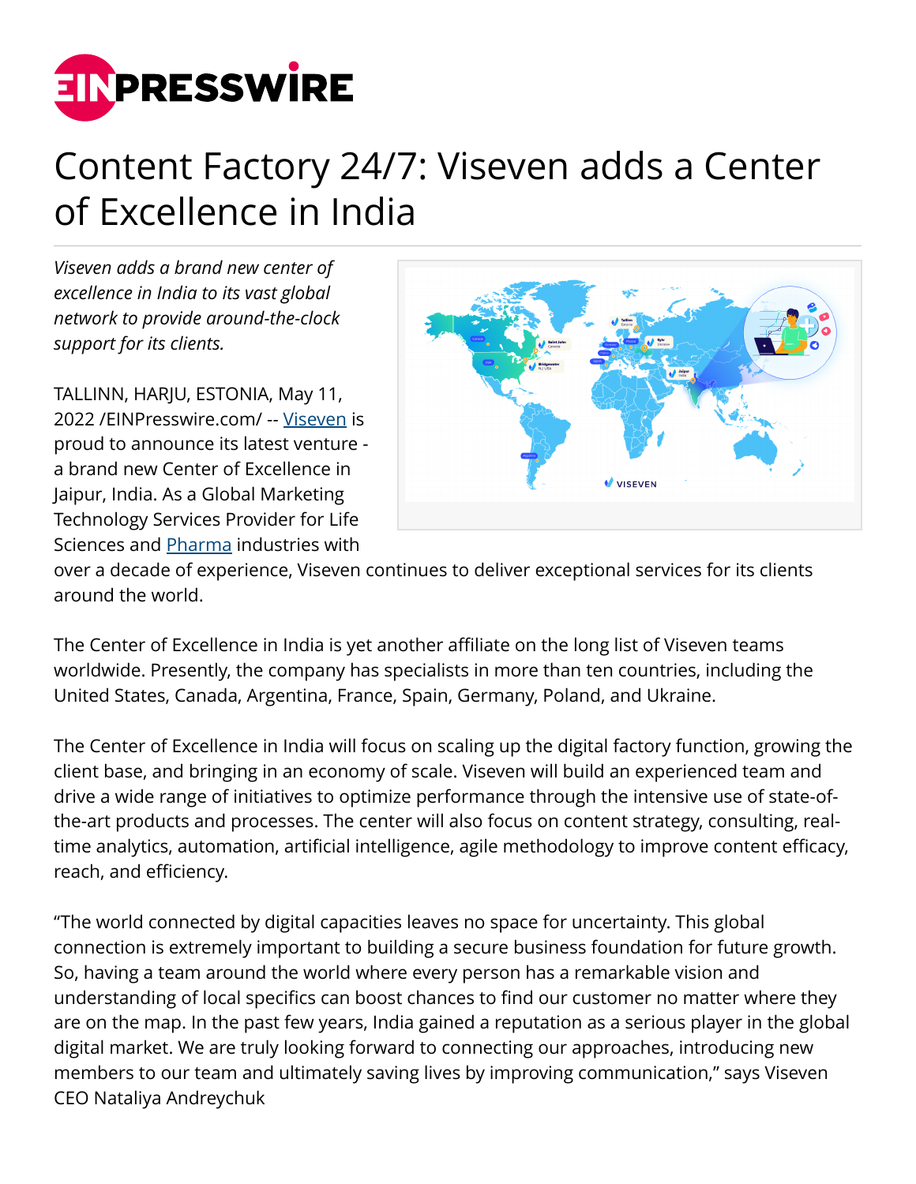# Content Factory 24/7: Viseven adds a Center of Excellence in India

*Viseven adds a brand new center of excellence in India to its vast global network to provide around-the-clock support for its clients.*

TALLINN, HARJU, ESTONIA, May 11, 2022 /EINPresswire.com/ -- Viseven is proud to announce its latest venture - a brand new Center of Excellence in Jaipur, India. As a Global Marketing Technology Services Provider for Life Sciences and Pharma industries with over a decade of experience, Viseven continues to deliver exceptional services for its clients around the world.

The Center of Excellence in India is yet another affiliate on the long list of Viseven teams worldwide. Presently, the company has specialists in more than ten countries, including the United States, Canada, Argentina, France, Spain, Germany, Poland, and Ukraine.

The Center of Excellence in India will focus on scaling up the digital factory function, growing the client base, and bringing in an economy of scale. Viseven will build an experienced team and drive a wide range of initiatives to optimize performance through the intensive use of state-of-the-art products and processes. The center will also focus on content strategy, consulting, real-time analytics, automation, artificial intelligence, agile methodology to improve content efficacy, reach, and efficiency.

"The world connected by digital capacities leaves no space for uncertainty. This global connection is extremely important to building a secure business foundation for future growth. So, having a team around the world where every person has a remarkable vision and understanding of local specifics can boost chances to find our customer no matter where they are on the map. In the past few years, India gained a reputation as a serious player in the global digital market. We are truly looking forward to connecting our approaches, introducing new members to our team and ultimately saving lives by improving communication," says Viseven CEO Nataliya Andreychuk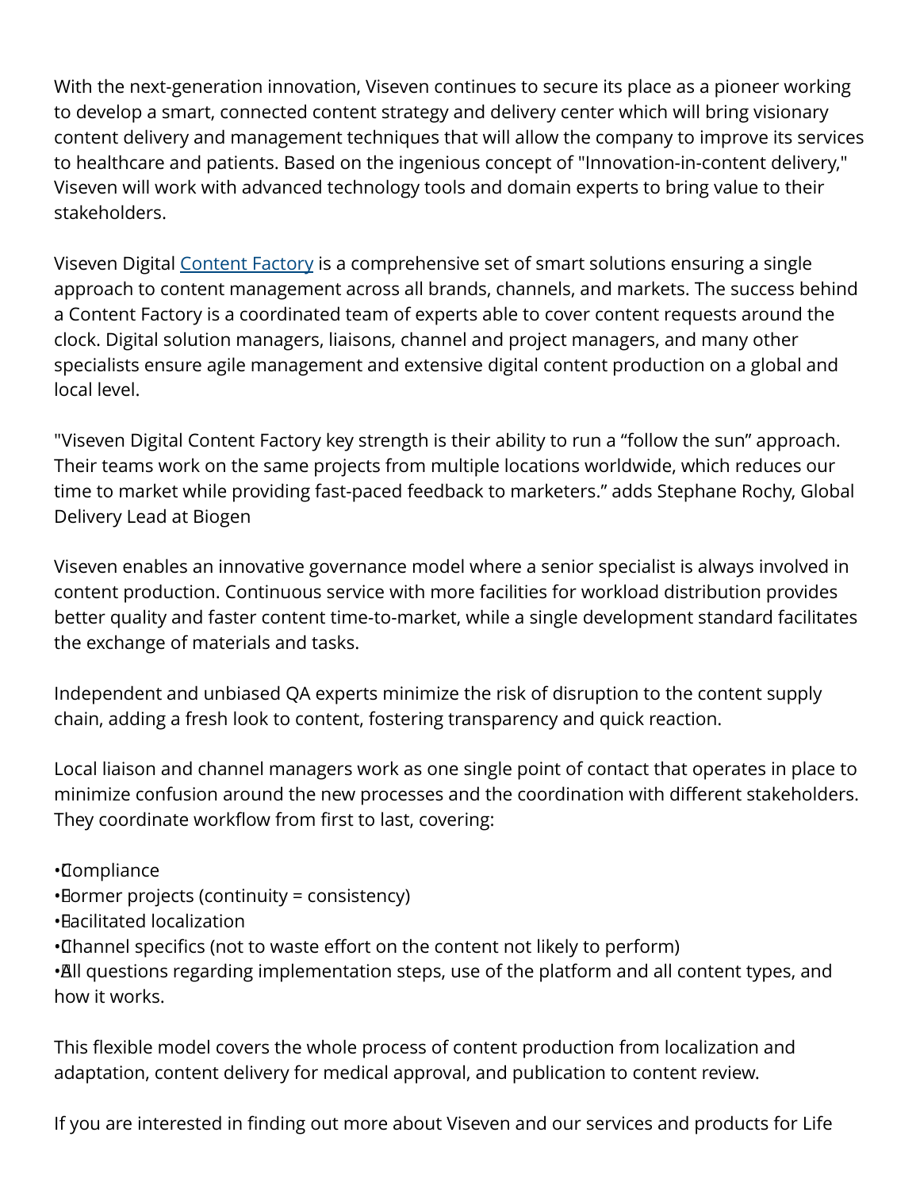With the next-generation innovation, Viseven continues to secure its place as a pioneer working to develop a smart, connected content strategy and delivery center which will bring visionary content delivery and management techniques that will allow the company to improve its services to healthcare and patients. Based on the ingenious concept of "Innovation-in-content delivery," Viseven will work with advanced technology tools and domain experts to bring value to their stakeholders.

Viseven Digital [Content Factory]() is a comprehensive set of smart solutions ensuring a single approach to content management across all brands, channels, and markets. The success behind a Content Factory is a coordinated team of experts able to cover content requests around the clock. Digital solution managers, liaisons, channel and project managers, and many other specialists ensure agile management and extensive digital content production on a global and local level.

"Viseven Digital Content Factory key strength is their ability to run a “follow the sun” approach. Their teams work on the same projects from multiple locations worldwide, which reduces our time to market while providing fast-paced feedback to marketers.” adds Stephane Rochy, Global Delivery Lead at Biogen

Viseven enables an innovative governance model where a senior specialist is always involved in content production. Continuous service with more facilities for workload distribution provides better quality and faster content time-to-market, while a single development standard facilitates the exchange of materials and tasks.

Independent and unbiased QA experts minimize the risk of disruption to the content supply chain, adding a fresh look to content, fostering transparency and quick reaction.

Local liaison and channel managers work as one single point of contact that operates in place to minimize confusion around the new processes and the coordination with different stakeholders. They coordinate workflow from first to last, covering:

- Compliance
- Former projects (continuity = consistency)
- Facilitated localization
- Channel specifics (not to waste effort on the content not likely to perform)
- All questions regarding implementation steps, use of the platform and all content types, and how it works.

This flexible model covers the whole process of content production from localization and adaptation, content delivery for medical approval, and publication to content review.

If you are interested in finding out more about Viseven and our services and products for Life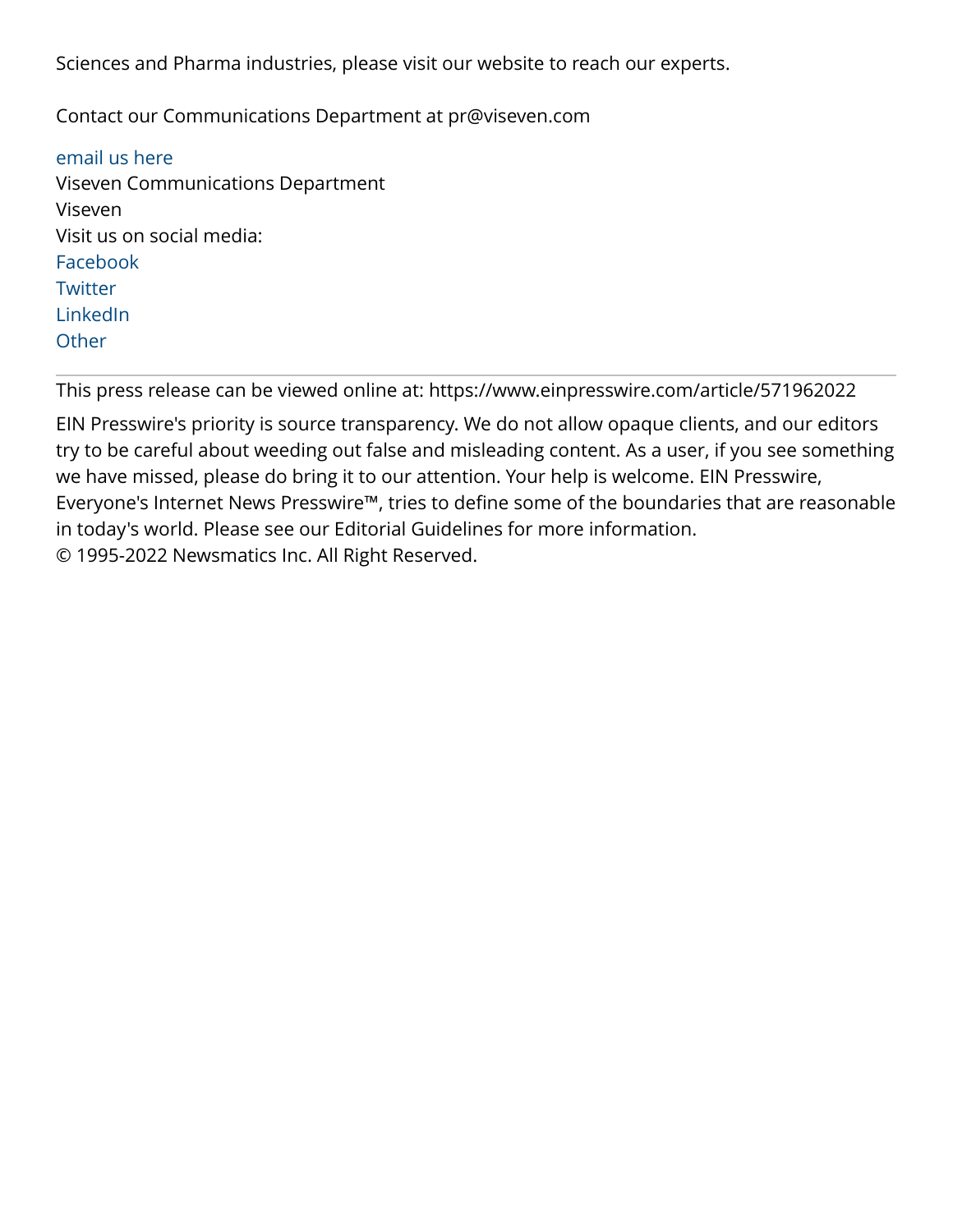Sciences and Pharma industries, please visit our website to reach our experts.

Contact our Communications Department at pr@viseven.com

email us here
Viseven Communications Department
Viseven
Visit us on social media:
Facebook
Twitter
LinkedIn
Other

---

This press release can be viewed online at: https://www.einpresswire.com/article/571962022

EIN Presswire's priority is source transparency. We do not allow opaque clients, and our editors try to be careful about weeding out false and misleading content. As a user, if you see something we have missed, please do bring it to our attention. Your help is welcome. EIN Presswire, Everyone's Internet News Presswire™, tries to define some of the boundaries that are reasonable in today's world. Please see our Editorial Guidelines for more information.
© 1995-2022 Newsmatics Inc. All Right Reserved.